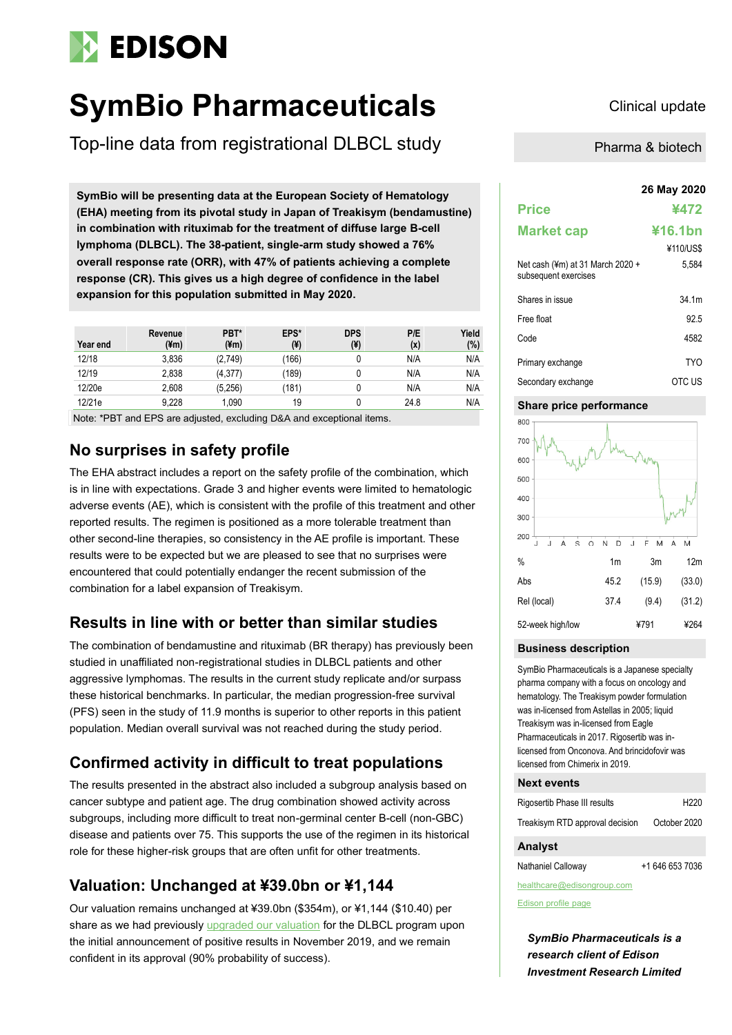# SymBio Pharmaceuticals

## Top-line data from registrational DLBCL study

Clinical update

Pharma & biotech

**SymBio will be presenting data at the European Society of Hematology (EHA) meeting from its pivotal study in Japan of Treakisym (bendamustine) in combination with rituximab for the treatment of diffuse large B-cell lymphoma (DLBCL). The 38-patient, single-arm study showed a 76% overall response rate (ORR), with 47% of patients achieving a complete response (CR). This gives us a high degree of confidence in the label expansion for this population submitted in May 2020.**

| Year end | Revenue (¥m) | PBT* (¥m) | EPS* (¥) | DPS (¥) | P/E (x) | Yield (%) |
|---|---|---|---|---|---|---|
| 12/18 | 3,836 | (2,749) | (166) | 0 | N/A | N/A |
| 12/19 | 2,838 | (4,377) | (189) | 0 | N/A | N/A |
| 12/20e | 2,608 | (5,256) | (181) | 0 | N/A | N/A |
| 12/21e | 9,228 | 1,090 | 19 | 0 | 24.8 | N/A |

Note: *PBT and EPS are adjusted, excluding D&A and exceptional items.

## No surprises in safety profile

The EHA abstract includes a report on the safety profile of the combination, which is in line with expectations. Grade 3 and higher events were limited to hematologic adverse events (AE), which is consistent with the profile of this treatment and other reported results. The regimen is positioned as a more tolerable treatment than other second-line therapies, so consistency in the AE profile is important. These results were to be expected but we are pleased to see that no surprises were encountered that could potentially endanger the recent submission of the combination for a label expansion of Treakisym.

## Results in line with or better than similar studies

The combination of bendamustine and rituximab (BR therapy) has previously been studied in unaffiliated non-registrational studies in DLBCL patients and other aggressive lymphomas. The results in the current study replicate and/or surpass these historical benchmarks. In particular, the median progression-free survival (PFS) seen in the study of 11.9 months is superior to other reports in this patient population. Median overall survival was not reached during the study period.

## Confirmed activity in difficult to treat populations

The results presented in the abstract also included a subgroup analysis based on cancer subtype and patient age. The drug combination showed activity across subgroups, including more difficult to treat non-germinal center B-cell (non-GBC) disease and patients over 75. This supports the use of the regimen in its historical role for these higher-risk groups that are often unfit for other treatments.

## Valuation: Unchanged at ¥39.0bn or ¥1,144

Our valuation remains unchanged at ¥39.0bn ($354m), or ¥1,144 ($10.40) per share as we had previously upgraded our valuation for the DLBCL program upon the initial announcement of positive results in November 2019, and we remain confident in its approval (90% probability of success).

**26 May 2020**

| | |
|---|---|
| **Price** | **¥472** |
| **Market cap** | **¥16.1bn** |
| | ¥110/US$ |
| Net cash (¥m) at 31 March 2020 + subsequent exercises | 5,584 |
| Shares in issue | 34.1m |
| Free float | 92.5 |
| Code | 4582 |
| Primary exchange | TYO |
| Secondary exchange | OTC US |

### Share price performance

| % | 1m | 3m | 12m |
|---|---|---|---|
| Abs | 45.2 | (15.9) | (33.0) |
| Rel (local) | 37.4 | (9.4) | (31.2) |
| 52-week high/low | | ¥791 | ¥264 |

### Business description

SymBio Pharmaceuticals is a Japanese specialty pharma company with a focus on oncology and hematology. The Treakisym powder formulation was in-licensed from Astellas in 2005; liquid Treakisym was in-licensed from Eagle Pharmaceuticals in 2017. Rigosertib was in-licensed from Onconova. And brincidofovir was licensed from Chimerix in 2019.

### Next events

| | |
|---|---|
| Rigosertib Phase III results | H220 |
| Treakisym RTD approval decision | October 2020 |

### Analyst

Nathaniel Calloway +1 646 653 7036

healthcare@edisongroup.com

Edison profile page

***SymBio Pharmaceuticals is a research client of Edison Investment Research Limited***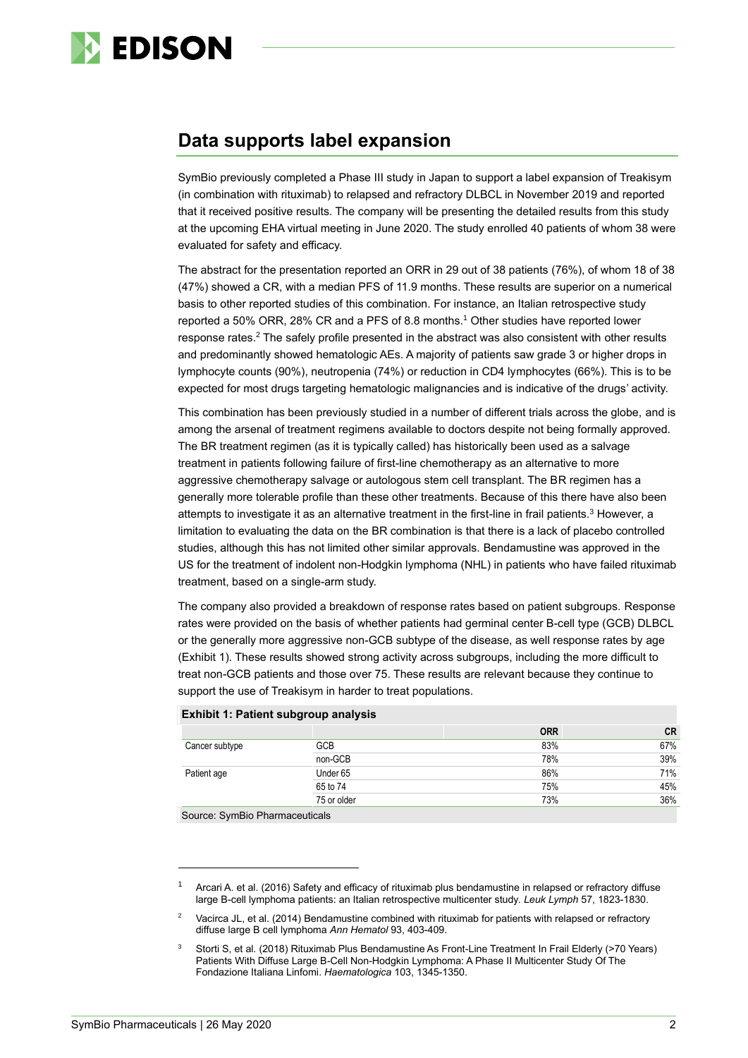## Data supports label expansion

SymBio previously completed a Phase III study in Japan to support a label expansion of Treakisym (in combination with rituximab) to relapsed and refractory DLBCL in November 2019 and reported that it received positive results. The company will be presenting the detailed results from this study at the upcoming EHA virtual meeting in June 2020. The study enrolled 40 patients of whom 38 were evaluated for safety and efficacy.

The abstract for the presentation reported an ORR in 29 out of 38 patients (76%), of whom 18 of 38 (47%) showed a CR, with a median PFS of 11.9 months. These results are superior on a numerical basis to other reported studies of this combination. For instance, an Italian retrospective study reported a 50% ORR, 28% CR and a PFS of 8.8 months.[1] Other studies have reported lower response rates.[2] The safely profile presented in the abstract was also consistent with other results and predominantly showed hematologic AEs. A majority of patients saw grade 3 or higher drops in lymphocyte counts (90%), neutropenia (74%) or reduction in CD4 lymphocytes (66%). This is to be expected for most drugs targeting hematologic malignancies and is indicative of the drugs' activity.

This combination has been previously studied in a number of different trials across the globe, and is among the arsenal of treatment regimens available to doctors despite not being formally approved. The BR treatment regimen (as it is typically called) has historically been used as a salvage treatment in patients following failure of first-line chemotherapy as an alternative to more aggressive chemotherapy salvage or autologous stem cell transplant. The BR regimen has a generally more tolerable profile than these other treatments. Because of this there have also been attempts to investigate it as an alternative treatment in the first-line in frail patients.[3] However, a limitation to evaluating the data on the BR combination is that there is a lack of placebo controlled studies, although this has not limited other similar approvals. Bendamustine was approved in the US for the treatment of indolent non-Hodgkin lymphoma (NHL) in patients who have failed rituximab treatment, based on a single-arm study.

The company also provided a breakdown of response rates based on patient subgroups. Response rates were provided on the basis of whether patients had germinal center B-cell type (GCB) DLBCL or the generally more aggressive non-GCB subtype of the disease, as well response rates by age (Exhibit 1). These results showed strong activity across subgroups, including the more difficult to treat non-GCB patients and those over 75. These results are relevant because they continue to support the use of Treakisym in harder to treat populations.

**Exhibit 1: Patient subgroup analysis**

| | | ORR | CR |
|---|---|---|---|
| Cancer subtype | GCB | 83% | 67% |
| | non-GCB | 78% | 39% |
| Patient age | Under 65 | 86% | 71% |
| | 65 to 74 | 75% | 45% |
| | 75 or older | 73% | 36% |

Source: SymBio Pharmaceuticals

[1] Arcari A. et al. (2016) Safety and efficacy of rituximab plus bendamustine in relapsed or refractory diffuse large B-cell lymphoma patients: an Italian retrospective multicenter study. *Leuk Lymph* 57, 1823-1830.

[2] Vacirca JL, et al. (2014) Bendamustine combined with rituximab for patients with relapsed or refractory diffuse large B cell lymphoma *Ann Hematol* 93, 403-409.

[3] Storti S, et al. (2018) Rituximab Plus Bendamustine As Front-Line Treatment In Frail Elderly (>70 Years) Patients With Diffuse Large B-Cell Non-Hodgkin Lymphoma: A Phase II Multicenter Study Of The Fondazione Italiana Linfomi. *Haematologica* 103, 1345-1350.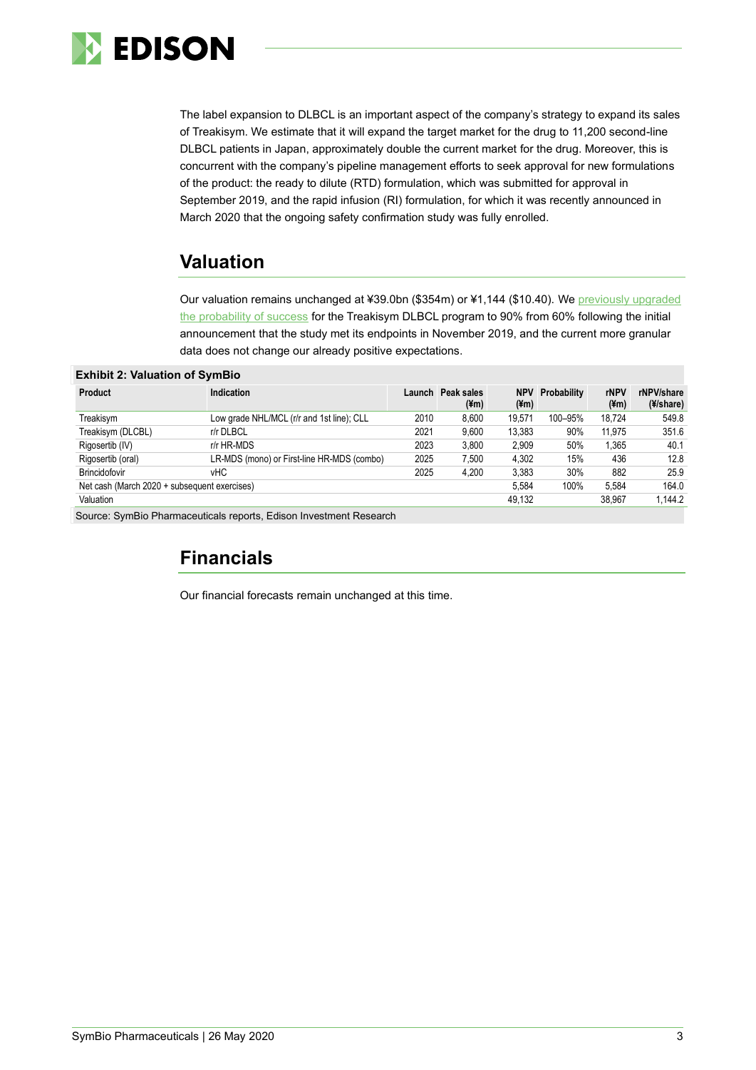The label expansion to DLBCL is an important aspect of the company's strategy to expand its sales of Treakisym. We estimate that it will expand the target market for the drug to 11,200 second-line DLBCL patients in Japan, approximately double the current market for the drug. Moreover, this is concurrent with the company's pipeline management efforts to seek approval for new formulations of the product: the ready to dilute (RTD) formulation, which was submitted for approval in September 2019, and the rapid infusion (RI) formulation, for which it was recently announced in March 2020 that the ongoing safety confirmation study was fully enrolled.

## Valuation

Our valuation remains unchanged at ¥39.0bn ($354m) or ¥1,144 ($10.40). We previously upgraded the probability of success for the Treakisym DLBCL program to 90% from 60% following the initial announcement that the study met its endpoints in November 2019, and the current more granular data does not change our already positive expectations.

**Exhibit 2: Valuation of SymBio**

| Product | Indication | Launch | Peak sales (¥m) | NPV (¥m) | Probability | rNPV (¥m) | rNPV/share (¥/share) |
|---|---|---|---|---|---|---|---|
| Treakisym | Low grade NHL/MCL (r/r and 1st line); CLL | 2010 | 8,600 | 19,571 | 100–95% | 18,724 | 549.8 |
| Treakisym (DLCBL) | r/r DLBCL | 2021 | 9,600 | 13,383 | 90% | 11,975 | 351.6 |
| Rigosertib (IV) | r/r HR-MDS | 2023 | 3,800 | 2,909 | 50% | 1,365 | 40.1 |
| Rigosertib (oral) | LR-MDS (mono) or First-line HR-MDS (combo) | 2025 | 7,500 | 4,302 | 15% | 436 | 12.8 |
| Brincidofovir | vHC | 2025 | 4,200 | 3,383 | 30% | 882 | 25.9 |
| Net cash (March 2020 + subsequent exercises) | | | | 5,584 | 100% | 5,584 | 164.0 |
| Valuation | | | | 49,132 | | 38,967 | 1,144.2 |

Source: SymBio Pharmaceuticals reports, Edison Investment Research

## Financials

Our financial forecasts remain unchanged at this time.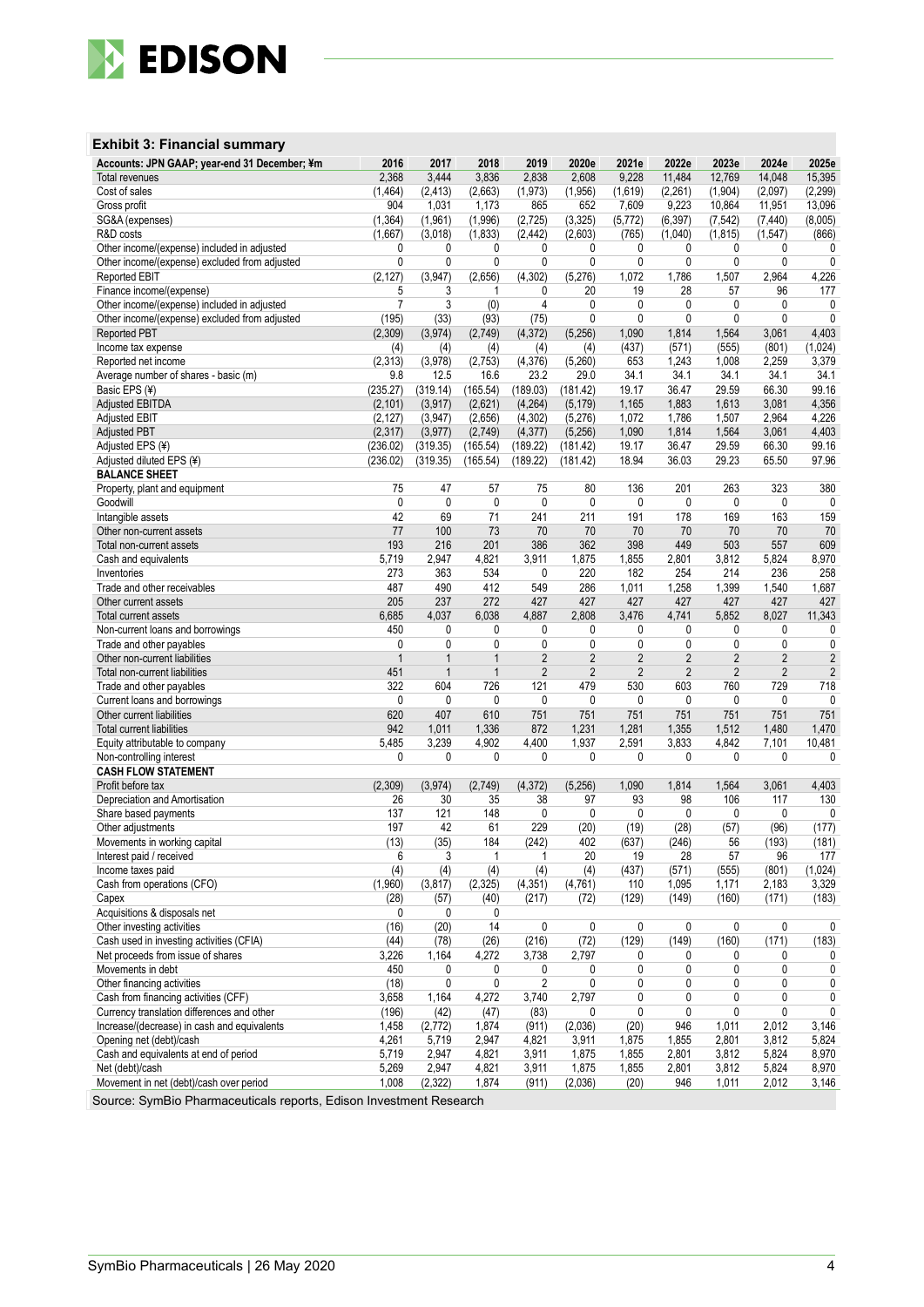### Exhibit 3: Financial summary

| Accounts: JPN GAAP; year-end 31 December; ¥m | 2016 | 2017 | 2018 | 2019 | 2020e | 2021e | 2022e | 2023e | 2024e | 2025e |
|---|---|---|---|---|---|---|---|---|---|---|
| Total revenues | 2,368 | 3,444 | 3,836 | 2,838 | 2,608 | 9,228 | 11,484 | 12,769 | 14,048 | 15,395 |
| Cost of sales | (1,464) | (2,413) | (2,663) | (1,973) | (1,956) | (1,619) | (2,261) | (1,904) | (2,097) | (2,299) |
| Gross profit | 904 | 1,031 | 1,173 | 865 | 652 | 7,609 | 9,223 | 10,864 | 11,951 | 13,096 |
| SG&A (expenses) | (1,364) | (1,961) | (1,996) | (2,725) | (3,325) | (5,772) | (6,397) | (7,542) | (7,440) | (8,005) |
| R&D costs | (1,667) | (3,018) | (1,833) | (2,442) | (2,603) | (765) | (1,040) | (1,815) | (1,547) | (866) |
| Other income/(expense) included in adjusted | 0 | 0 | 0 | 0 | 0 | 0 | 0 | 0 | 0 | 0 |
| Other income/(expense) excluded from adjusted | 0 | 0 | 0 | 0 | 0 | 0 | 0 | 0 | 0 | 0 |
| Reported EBIT | (2,127) | (3,947) | (2,656) | (4,302) | (5,276) | 1,072 | 1,786 | 1,507 | 2,964 | 4,226 |
| Finance income/(expense) | 5 | 3 | 1 | 0 | 20 | 19 | 28 | 57 | 96 | 177 |
| Other income/(expense) included in adjusted | 7 | 3 | (0) | 4 | 0 | 0 | 0 | 0 | 0 | 0 |
| Other income/(expense) excluded from adjusted | (195) | (33) | (93) | (75) | 0 | 0 | 0 | 0 | 0 | 0 |
| Reported PBT | (2,309) | (3,974) | (2,749) | (4,372) | (5,256) | 1,090 | 1,814 | 1,564 | 3,061 | 4,403 |
| Income tax expense | (4) | (4) | (4) | (4) | (4) | (437) | (571) | (555) | (801) | (1,024) |
| Reported net income | (2,313) | (3,978) | (2,753) | (4,376) | (5,260) | 653 | 1,243 | 1,008 | 2,259 | 3,379 |
| Average number of shares - basic (m) | 9.8 | 12.5 | 16.6 | 23.2 | 29.0 | 34.1 | 34.1 | 34.1 | 34.1 | 34.1 |
| Basic EPS (¥) | (235.27) | (319.14) | (165.54) | (189.03) | (181.42) | 19.17 | 36.47 | 29.59 | 66.30 | 99.16 |
| Adjusted EBITDA | (2,101) | (3,917) | (2,621) | (4,264) | (5,179) | 1,165 | 1,883 | 1,613 | 3,081 | 4,356 |
| Adjusted EBIT | (2,127) | (3,947) | (2,656) | (4,302) | (5,276) | 1,072 | 1,786 | 1,507 | 2,964 | 4,226 |
| Adjusted PBT | (2,317) | (3,977) | (2,749) | (4,377) | (5,256) | 1,090 | 1,814 | 1,564 | 3,061 | 4,403 |
| Adjusted EPS (¥) | (236.02) | (319.35) | (165.54) | (189.22) | (181.42) | 19.17 | 36.47 | 29.59 | 66.30 | 99.16 |
| Adjusted diluted EPS (¥) | (236.02) | (319.35) | (165.54) | (189.22) | (181.42) | 18.94 | 36.03 | 29.23 | 65.50 | 97.96 |
| **BALANCE SHEET** | | | | | | | | | | |
| Property, plant and equipment | 75 | 47 | 57 | 75 | 80 | 136 | 201 | 263 | 323 | 380 |
| Goodwill | 0 | 0 | 0 | 0 | 0 | 0 | 0 | 0 | 0 | 0 |
| Intangible assets | 42 | 69 | 71 | 241 | 211 | 191 | 178 | 169 | 163 | 159 |
| Other non-current assets | 77 | 100 | 73 | 70 | 70 | 70 | 70 | 70 | 70 | 70 |
| Total non-current assets | 193 | 216 | 201 | 386 | 362 | 398 | 449 | 503 | 557 | 609 |
| Cash and equivalents | 5,719 | 2,947 | 4,821 | 3,911 | 1,875 | 1,855 | 2,801 | 3,812 | 5,824 | 8,970 |
| Inventories | 273 | 363 | 534 | 0 | 220 | 182 | 254 | 214 | 236 | 258 |
| Trade and other receivables | 487 | 490 | 412 | 549 | 286 | 1,011 | 1,258 | 1,399 | 1,540 | 1,687 |
| Other current assets | 205 | 237 | 272 | 427 | 427 | 427 | 427 | 427 | 427 | 427 |
| Total current assets | 6,685 | 4,037 | 6,038 | 4,887 | 2,808 | 3,476 | 4,741 | 5,852 | 8,027 | 11,343 |
| Non-current loans and borrowings | 450 | 0 | 0 | 0 | 0 | 0 | 0 | 0 | 0 | 0 |
| Trade and other payables | 0 | 0 | 0 | 0 | 0 | 0 | 0 | 0 | 0 | 0 |
| Other non-current liabilities | 1 | 1 | 1 | 2 | 2 | 2 | 2 | 2 | 2 | 2 |
| Total non-current liabilities | 451 | 1 | 1 | 2 | 2 | 2 | 2 | 2 | 2 | 2 |
| Trade and other payables | 322 | 604 | 726 | 121 | 479 | 530 | 603 | 760 | 729 | 718 |
| Current loans and borrowings | 0 | 0 | 0 | 0 | 0 | 0 | 0 | 0 | 0 | 0 |
| Other current liabilities | 620 | 407 | 610 | 751 | 751 | 751 | 751 | 751 | 751 | 751 |
| Total current liabilities | 942 | 1,011 | 1,336 | 872 | 1,231 | 1,281 | 1,355 | 1,512 | 1,480 | 1,470 |
| Equity attributable to company | 5,485 | 3,239 | 4,902 | 4,400 | 1,937 | 2,591 | 3,833 | 4,842 | 7,101 | 10,481 |
| Non-controlling interest | 0 | 0 | 0 | 0 | 0 | 0 | 0 | 0 | 0 | 0 |
| **CASH FLOW STATEMENT** | | | | | | | | | | |
| Profit before tax | (2,309) | (3,974) | (2,749) | (4,372) | (5,256) | 1,090 | 1,814 | 1,564 | 3,061 | 4,403 |
| Depreciation and Amortisation | 26 | 30 | 35 | 38 | 97 | 93 | 98 | 106 | 117 | 130 |
| Share based payments | 137 | 121 | 148 | 0 | 0 | 0 | 0 | 0 | 0 | 0 |
| Other adjustments | 197 | 42 | 61 | 229 | (20) | (19) | (28) | (57) | (96) | (177) |
| Movements in working capital | (13) | (35) | 184 | (242) | 402 | (637) | (246) | 56 | (193) | (181) |
| Interest paid / received | 6 | 3 | 1 | 1 | 20 | 19 | 28 | 57 | 96 | 177 |
| Income taxes paid | (4) | (4) | (4) | (4) | (4) | (437) | (571) | (555) | (801) | (1,024) |
| Cash from operations (CFO) | (1,960) | (3,817) | (2,325) | (4,351) | (4,761) | 110 | 1,095 | 1,171 | 2,183 | 3,329 |
| Capex | (28) | (57) | (40) | (217) | (72) | (129) | (149) | (160) | (171) | (183) |
| Acquisitions & disposals net | 0 | 0 | 0 | | | | | | | |
| Other investing activities | (16) | (20) | 14 | 0 | 0 | 0 | 0 | 0 | 0 | 0 |
| Cash used in investing activities (CFIA) | (44) | (78) | (26) | (216) | (72) | (129) | (149) | (160) | (171) | (183) |
| Net proceeds from issue of shares | 3,226 | 1,164 | 4,272 | 3,738 | 2,797 | 0 | 0 | 0 | 0 | 0 |
| Movements in debt | 450 | 0 | 0 | 0 | 0 | 0 | 0 | 0 | 0 | 0 |
| Other financing activities | (18) | 0 | 0 | 2 | 0 | 0 | 0 | 0 | 0 | 0 |
| Cash from financing activities (CFF) | 3,658 | 1,164 | 4,272 | 3,740 | 2,797 | 0 | 0 | 0 | 0 | 0 |
| Currency translation differences and other | (196) | (42) | (47) | (83) | 0 | 0 | 0 | 0 | 0 | 0 |
| Increase/(decrease) in cash and equivalents | 1,458 | (2,772) | 1,874 | (911) | (2,036) | (20) | 946 | 1,011 | 2,012 | 3,146 |
| Opening net (debt)/cash | 4,261 | 5,719 | 2,947 | 4,821 | 3,911 | 1,875 | 1,855 | 2,801 | 3,812 | 5,824 |
| Cash and equivalents at end of period | 5,719 | 2,947 | 4,821 | 3,911 | 1,875 | 1,855 | 2,801 | 3,812 | 5,824 | 8,970 |
| Net (debt)/cash | 5,269 | 2,947 | 4,821 | 3,911 | 1,875 | 1,855 | 2,801 | 3,812 | 5,824 | 8,970 |
| Movement in net (debt)/cash over period | 1,008 | (2,322) | 1,874 | (911) | (2,036) | (20) | 946 | 1,011 | 2,012 | 3,146 |

Source: SymBio Pharmaceuticals reports, Edison Investment Research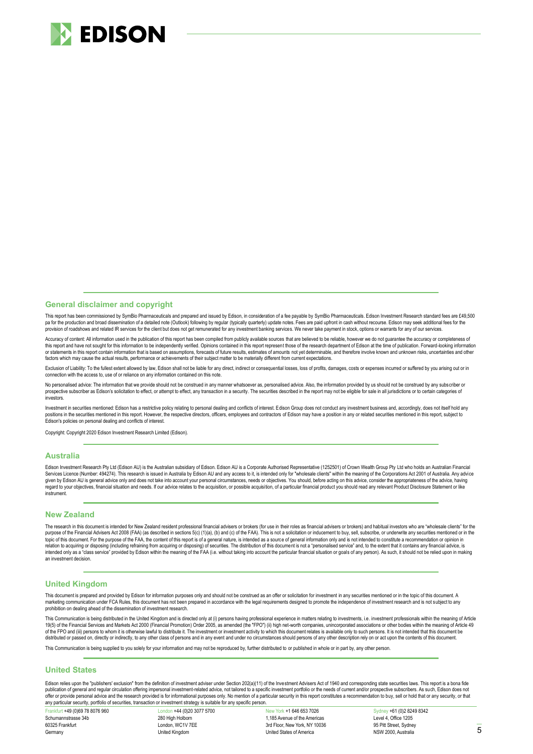## General disclaimer and copyright

This report has been commissioned by SymBio Pharmaceuticals and prepared and issued by Edison, in consideration of a fee payable by SymBio Pharmaceuticals. Edison Investment Research standard fees are £49,500 pa for the production and broad dissemination of a detailed note (Outlook) following by regular (typically quarterly) update notes. Fees are paid upfront in cash without recourse. Edison may seek additional fees for the provision of roadshows and related IR services for the client but does not get remunerated for any investment banking services. We never take payment in stock, options or warrants for any of our services.

Accuracy of content: All information used in the publication of this report has been compiled from publicly available sources that are believed to be reliable, however we do not guarantee the accuracy or completeness of this report and have not sought for this information to be independently verified. Opinions contained in this report represent those of the research department of Edison at the time of publication. Forward-looking information or statements in this report contain information that is based on assumptions, forecasts of future results, estimates of amounts not yet determinable, and therefore involve known and unknown risks, uncertainties and other factors which may cause the actual results, performance or achievements of their subject matter to be materially different from current expectations.

Exclusion of Liability: To the fullest extent allowed by law, Edison shall not be liable for any direct, indirect or consequential losses, loss of profits, damages, costs or expenses incurred or suffered by you arising out or in connection with the access to, use of or reliance on any information contained on this note.

No personalised advice: The information that we provide should not be construed in any manner whatsoever as, personalised advice. Also, the information provided by us should not be construed by any subscriber or prospective subscriber as Edison's solicitation to effect, or attempt to effect, any transaction in a security. The securities described in the report may not be eligible for sale in all jurisdictions or to certain categories of investors.

Investment in securities mentioned: Edison has a restrictive policy relating to personal dealing and conflicts of interest. Edison Group does not conduct any investment business and, accordingly, does not itself hold any positions in the securities mentioned in this report. However, the respective directors, officers, employees and contractors of Edison may have a position in any or related securities mentioned in this report, subject to Edison's policies on personal dealing and conflicts of interest.

Copyright: Copyright 2020 Edison Investment Research Limited (Edison).

## Australia

Edison Investment Research Pty Ltd (Edison AU) is the Australian subsidiary of Edison. Edison AU is a Corporate Authorised Representative (1252501) of Crown Wealth Group Pty Ltd who holds an Australian Financial Services Licence (Number: 494274). This research is issued in Australia by Edison AU and any access to it, is intended only for "wholesale clients" within the meaning of the Corporations Act 2001 of Australia. Any advice given by Edison AU is general advice only and does not take into account your personal circumstances, needs or objectives. You should, before acting on this advice, consider the appropriateness of the advice, having regard to your objectives, financial situation and needs. If our advice relates to the acquisition, or possible acquisition, of a particular financial product you should read any relevant Product Disclosure Statement or like instrument.

## New Zealand

The research in this document is intended for New Zealand resident professional financial advisers or brokers (for use in their roles as financial advisers or brokers) and habitual investors who are "wholesale clients" for the purpose of the Financial Advisers Act 2008 (FAA) (as described in sections 5(c) (1)(a), (b) and (c) of the FAA). This is not a solicitation or inducement to buy, sell, subscribe, or underwrite any securities mentioned or in the topic of this document. For the purpose of the FAA, the content of this report is of a general nature, is intended as a source of general information only and is not intended to constitute a recommendation or opinion in relation to acquiring or disposing (including refraining from acquiring or disposing) of securities. The distribution of this document is not a "personalised service" and, to the extent that it contains any financial advice, is intended only as a "class service" provided by Edison within the meaning of the FAA (i.e. without taking into account the particular financial situation or goals of any person). As such, it should not be relied upon in making an investment decision.

## United Kingdom

This document is prepared and provided by Edison for information purposes only and should not be construed as an offer or solicitation for investment in any securities mentioned or in the topic of this document. A marketing communication under FCA Rules, this document has not been prepared in accordance with the legal requirements designed to promote the independence of investment research and is not subject to any prohibition on dealing ahead of the dissemination of investment research.

This Communication is being distributed in the United Kingdom and is directed only at (i) persons having professional experience in matters relating to investments, i.e. investment professionals within the meaning of Article 19(5) of the Financial Services and Markets Act 2000 (Financial Promotion) Order 2005, as amended (the "FPO") (ii) high net-worth companies, unincorporated associations or other bodies within the meaning of Article 49 of the FPO and (iii) persons to whom it is otherwise lawful to distribute it. The investment or investment activity to which this document relates is available only to such persons. It is not intended that this document be distributed or passed on, directly or indirectly, to any other class of persons and in any event and under no circumstances should persons of any other description rely on or act upon the contents of this document.

This Communication is being supplied to you solely for your information and may not be reproduced by, further distributed to or published in whole or in part by, any other person.

## United States

Edison relies upon the "publishers' exclusion" from the definition of investment adviser under Section 202(a)(11) of the Investment Advisers Act of 1940 and corresponding state securities laws. This report is a bona fide publication of general and regular circulation offering impersonal investment-related advice, not tailored to a specific investment portfolio or the needs of current and/or prospective subscribers. As such, Edison does not offer or provide personal advice and the research provided is for informational purposes only. No mention of a particular security in this report constitutes a recommendation to buy, sell or hold that or any security, or that any particular security, portfolio of securities, transaction or investment strategy is suitable for any specific person.

Frankfurt +49 (0)69 78 8076 960
Schumannstrasse 34b
60325 Frankfurt
Germany

London +44 (0)20 3077 5700
280 High Holborn
London, WC1V 7EE
United Kingdom

New York +1 646 653 7026
1,185 Avenue of the Americas
3rd Floor, New York, NY 10036
United States of America

Sydney +61 (0)2 8249 8342
Level 4, Office 1205
95 Pitt Street, Sydney
NSW 2000, Australia